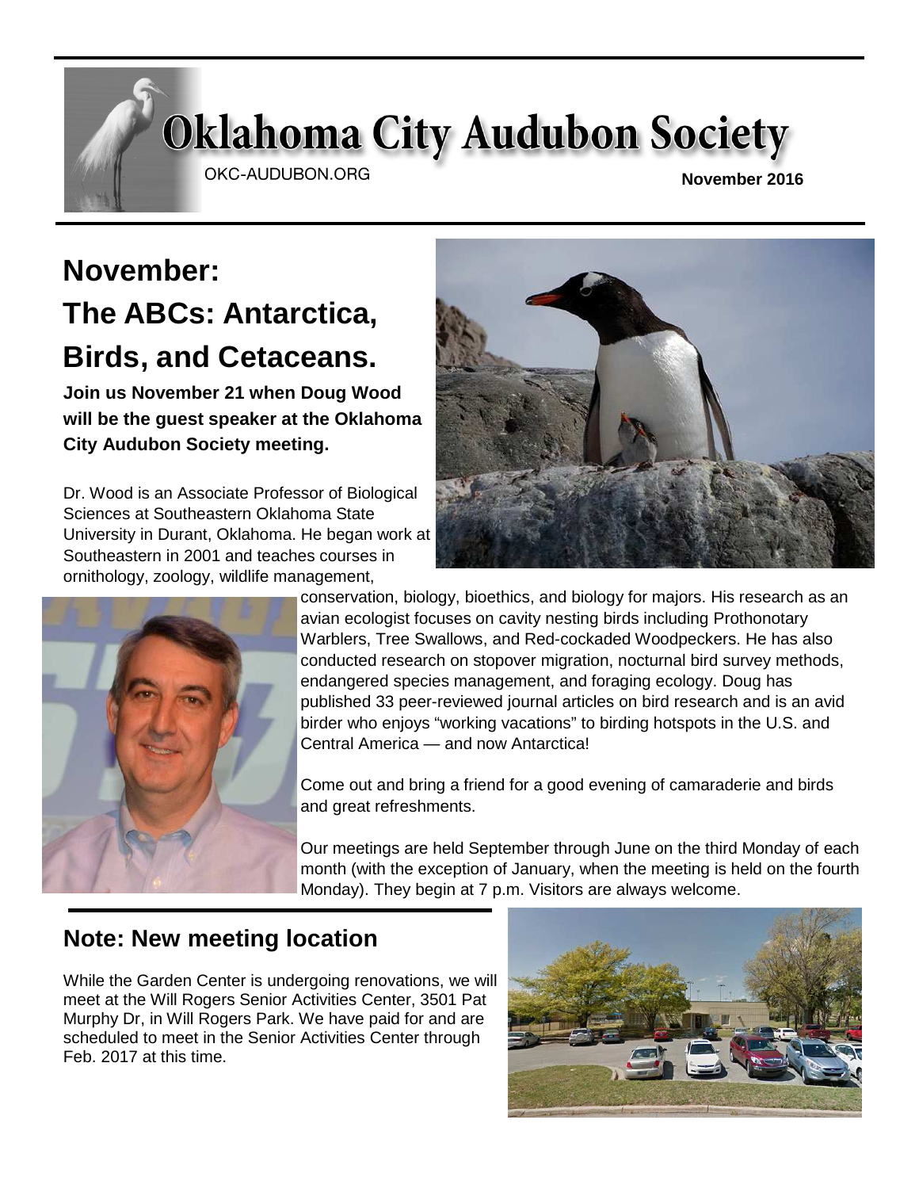# Oklahoma City Audubon Society

OKC-AUDUBON.ORG

**November 2016**

## November: The ABCs: Antarctica, Birds, and Cetaceans.

**Join us November 21 when Doug Wood will be the guest speaker at the Oklahoma City Audubon Society meeting.**

Dr. Wood is an Associate Professor of Biological Sciences at Southeastern Oklahoma State University in Durant, Oklahoma. He began work at Southeastern in 2001 and teaches courses in ornithology, zoology, wildlife management, conservation, biology, bioethics, and biology for majors. His research as an avian ecologist focuses on cavity nesting birds including Prothonotary Warblers, Tree Swallows, and Red-cockaded Woodpeckers. He has also conducted research on stopover migration, nocturnal bird survey methods, endangered species management, and foraging ecology. Doug has published 33 peer-reviewed journal articles on bird research and is an avid birder who enjoys "working vacations" to birding hotspots in the U.S. and Central America — and now Antarctica!

Come out and bring a friend for a good evening of camaraderie and birds and great refreshments.

Our meetings are held September through June on the third Monday of each month (with the exception of January, when the meeting is held on the fourth Monday). They begin at 7 p.m. Visitors are always welcome.

## Note: New meeting location

While the Garden Center is undergoing renovations, we will meet at the Will Rogers Senior Activities Center, 3501 Pat Murphy Dr, in Will Rogers Park. We have paid for and are scheduled to meet in the Senior Activities Center through Feb. 2017 at this time.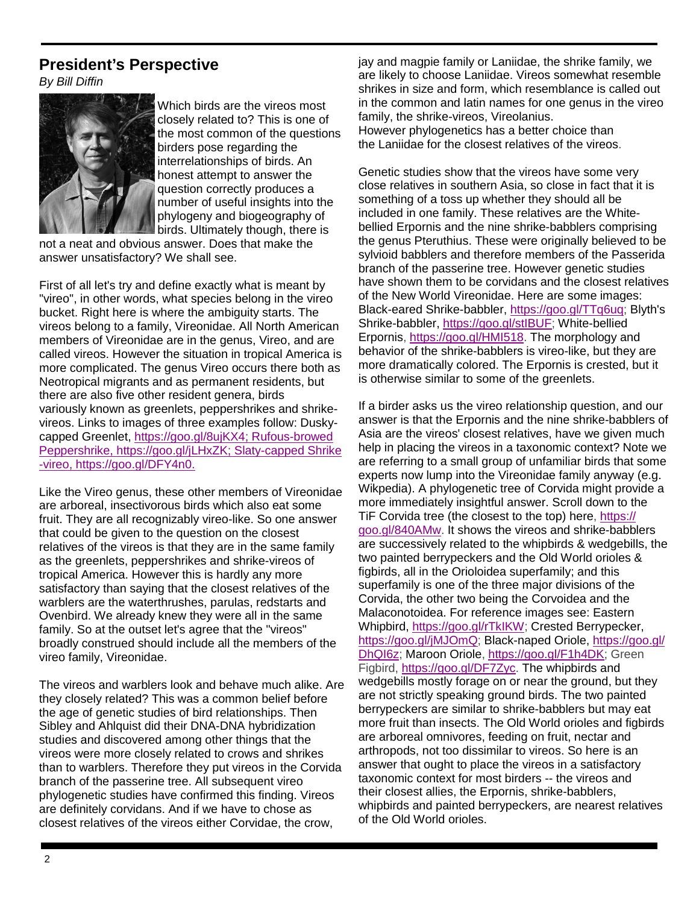## President's Perspective

*By Bill Diffin*

Which birds are the vireos most closely related to? This is one of the most common of the questions birders pose regarding the interrelationships of birds. An honest attempt to answer the question correctly produces a number of useful insights into the phylogeny and biogeography of birds. Ultimately though, there is not a neat and obvious answer. Does that make the answer unsatisfactory? We shall see.

First of all let's try and define exactly what is meant by "vireo", in other words, what species belong in the vireo bucket. Right here is where the ambiguity starts. The vireos belong to a family, Vireonidae. All North American members of Vireonidae are in the genus, Vireo, and are called vireos. However the situation in tropical America is more complicated. The genus Vireo occurs there both as Neotropical migrants and as permanent residents, but there are also five other resident genera, birds variously known as greenlets, peppershrikes and shrike-vireos. Links to images of three examples follow: Dusky-capped Greenlet, https://goo.gl/8ujKX4; Rufous-browed Peppershrike, https://goo.gl/jLHxZK; Slaty-capped Shrike-vireo, https://goo.gl/DFY4n0.

Like the Vireo genus, these other members of Vireonidae are arboreal, insectivorous birds which also eat some fruit. They are all recognizably vireo-like. So one answer that could be given to the question on the closest relatives of the vireos is that they are in the same family as the greenlets, peppershrikes and shrike-vireos of tropical America. However this is hardly any more satisfactory than saying that the closest relatives of the warblers are the waterthrushes, parulas, redstarts and Ovenbird. We already knew they were all in the same family. So at the outset let's agree that the "vireos" broadly construed should include all the members of the vireo family, Vireonidae.

The vireos and warblers look and behave much alike. Are they closely related? This was a common belief before the age of genetic studies of bird relationships. Then Sibley and Ahlquist did their DNA-DNA hybridization studies and discovered among other things that the vireos were more closely related to crows and shrikes than to warblers. Therefore they put vireos in the Corvida branch of the passerine tree. All subsequent vireo phylogenetic studies have confirmed this finding. Vireos are definitely corvidans. And if we have to chose as closest relatives of the vireos either Corvidae, the crow, jay and magpie family or Laniidae, the shrike family, we are likely to choose Laniidae. Vireos somewhat resemble shrikes in size and form, which resemblance is called out in the common and latin names for one genus in the vireo family, the shrike-vireos, Vireolanius.
However phylogenetics has a better choice than the Laniidae for the closest relatives of the vireos.

Genetic studies show that the vireos have some very close relatives in southern Asia, so close in fact that it is something of a toss up whether they should all be included in one family. These relatives are the White-bellied Erpornis and the nine shrike-babblers comprising the genus Pteruthius. These were originally believed to be sylvioid babblers and therefore members of the Passerida branch of the passerine tree. However genetic studies have shown them to be corvidans and the closest relatives of the New World Vireonidae. Here are some images: Black-eared Shrike-babbler, https://goo.gl/TTq6uq; Blyth's Shrike-babbler, https://goo.gl/stIBUF; White-bellied Erpornis, https://goo.gl/HMI518. The morphology and behavior of the shrike-babblers is vireo-like, but they are more dramatically colored. The Erpornis is crested, but it is otherwise similar to some of the greenlets.

If a birder asks us the vireo relationship question, and our answer is that the Erpornis and the nine shrike-babblers of Asia are the vireos' closest relatives, have we given much help in placing the vireos in a taxonomic context? Note we are referring to a small group of unfamiliar birds that some experts now lump into the Vireonidae family anyway (e.g. Wikpedia). A phylogenetic tree of Corvida might provide a more immediately insightful answer. Scroll down to the TiF Corvida tree (the closest to the top) here, https://goo.gl/840AMw. It shows the vireos and shrike-babblers are successively related to the whipbirds & wedgebills, the two painted berrypeckers and the Old World orioles & figbirds, all in the Orioloidea superfamily; and this superfamily is one of the three major divisions of the Corvida, the other two being the Corvoidea and the Malaconotoidea. For reference images see: Eastern Whipbird, https://goo.gl/rTkIKW; Crested Berrypecker, https://goo.gl/jMJOmQ; Black-naped Oriole, https://goo.gl/DhQI6z; Maroon Oriole, https://goo.gl/F1h4DK; Green Figbird, https://goo.gl/DF7Zyc. The whipbirds and wedgebills mostly forage on or near the ground, but they are not strictly speaking ground birds. The two painted berrypeckers are similar to shrike-babblers but may eat more fruit than insects. The Old World orioles and figbirds are arboreal omnivores, feeding on fruit, nectar and arthropods, not too dissimilar to vireos. So here is an answer that ought to place the vireos in a satisfactory taxonomic context for most birders -- the vireos and their closest allies, the Erpornis, shrike-babblers, whipbirds and painted berrypeckers, are nearest relatives of the Old World orioles.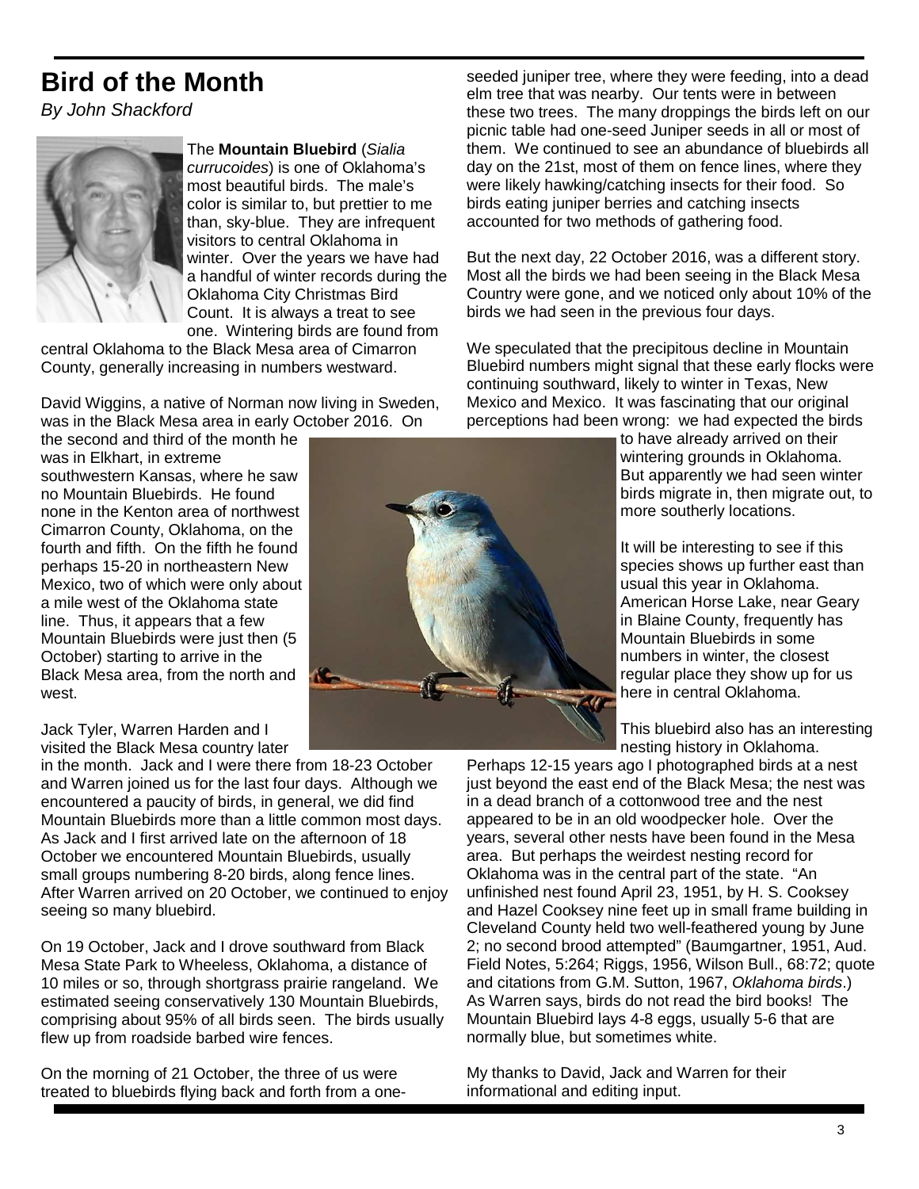# Bird of the Month

*By John Shackford*

The **Mountain Bluebird** (*Sialia currucoides*) is one of Oklahoma's most beautiful birds. The male's color is similar to, but prettier to me than, sky-blue. They are infrequent visitors to central Oklahoma in winter. Over the years we have had a handful of winter records during the Oklahoma City Christmas Bird Count. It is always a treat to see one. Wintering birds are found from central Oklahoma to the Black Mesa area of Cimarron County, generally increasing in numbers westward.

David Wiggins, a native of Norman now living in Sweden, was in the Black Mesa area in early October 2016. On the second and third of the month he was in Elkhart, in extreme southwestern Kansas, where he saw no Mountain Bluebirds. He found none in the Kenton area of northwest Cimarron County, Oklahoma, on the fourth and fifth. On the fifth he found perhaps 15-20 in northeastern New Mexico, two of which were only about a mile west of the Oklahoma state line. Thus, it appears that a few Mountain Bluebirds were just then (5 October) starting to arrive in the Black Mesa area, from the north and west.

Jack Tyler, Warren Harden and I visited the Black Mesa country later in the month. Jack and I were there from 18-23 October and Warren joined us for the last four days. Although we encountered a paucity of birds, in general, we did find Mountain Bluebirds more than a little common most days. As Jack and I first arrived late on the afternoon of 18 October we encountered Mountain Bluebirds, usually small groups numbering 8-20 birds, along fence lines. After Warren arrived on 20 October, we continued to enjoy seeing so many bluebird.

On 19 October, Jack and I drove southward from Black Mesa State Park to Wheeless, Oklahoma, a distance of 10 miles or so, through shortgrass prairie rangeland. We estimated seeing conservatively 130 Mountain Bluebirds, comprising about 95% of all birds seen. The birds usually flew up from roadside barbed wire fences.

On the morning of 21 October, the three of us were treated to bluebirds flying back and forth from a one-seeded juniper tree, where they were feeding, into a dead elm tree that was nearby. Our tents were in between these two trees. The many droppings the birds left on our picnic table had one-seed Juniper seeds in all or most of them. We continued to see an abundance of bluebirds all day on the 21st, most of them on fence lines, where they were likely hawking/catching insects for their food. So birds eating juniper berries and catching insects accounted for two methods of gathering food.

But the next day, 22 October 2016, was a different story. Most all the birds we had been seeing in the Black Mesa Country were gone, and we noticed only about 10% of the birds we had seen in the previous four days.

We speculated that the precipitous decline in Mountain Bluebird numbers might signal that these early flocks were continuing southward, likely to winter in Texas, New Mexico and Mexico. It was fascinating that our original perceptions had been wrong: we had expected the birds to have already arrived on their wintering grounds in Oklahoma. But apparently we had seen winter birds migrate in, then migrate out, to more southerly locations.

It will be interesting to see if this species shows up further east than usual this year in Oklahoma. American Horse Lake, near Geary in Blaine County, frequently has Mountain Bluebirds in some numbers in winter, the closest regular place they show up for us here in central Oklahoma.

This bluebird also has an interesting nesting history in Oklahoma. Perhaps 12-15 years ago I photographed birds at a nest just beyond the east end of the Black Mesa; the nest was in a dead branch of a cottonwood tree and the nest appeared to be in an old woodpecker hole. Over the years, several other nests have been found in the Mesa area. But perhaps the weirdest nesting record for Oklahoma was in the central part of the state. "An unfinished nest found April 23, 1951, by H. S. Cooksey and Hazel Cooksey nine feet up in small frame building in Cleveland County held two well-feathered young by June 2; no second brood attempted" (Baumgartner, 1951, Aud. Field Notes, 5:264; Riggs, 1956, Wilson Bull., 68:72; quote and citations from G.M. Sutton, 1967, *Oklahoma birds*.) As Warren says, birds do not read the bird books! The Mountain Bluebird lays 4-8 eggs, usually 5-6 that are normally blue, but sometimes white.

My thanks to David, Jack and Warren for their informational and editing input.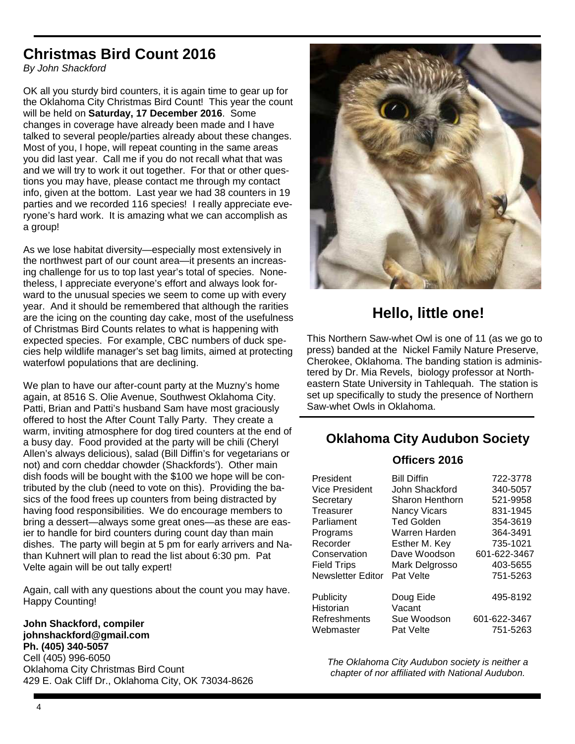## Christmas Bird Count 2016

*By John Shackford*

OK all you sturdy bird counters, it is again time to gear up for the Oklahoma City Christmas Bird Count! This year the count will be held on **Saturday, 17 December 2016**. Some changes in coverage have already been made and I have talked to several people/parties already about these changes. Most of you, I hope, will repeat counting in the same areas you did last year. Call me if you do not recall what that was and we will try to work it out together. For that or other questions you may have, please contact me through my contact info, given at the bottom. Last year we had 38 counters in 19 parties and we recorded 116 species! I really appreciate everyone's hard work. It is amazing what we can accomplish as a group!

As we lose habitat diversity—especially most extensively in the northwest part of our count area—it presents an increasing challenge for us to top last year's total of species. Nonetheless, I appreciate everyone's effort and always look forward to the unusual species we seem to come up with every year. And it should be remembered that although the rarities are the icing on the counting day cake, most of the usefulness of Christmas Bird Counts relates to what is happening with expected species. For example, CBC numbers of duck species help wildlife manager's set bag limits, aimed at protecting waterfowl populations that are declining.

We plan to have our after-count party at the Muzny's home again, at 8516 S. Olie Avenue, Southwest Oklahoma City. Patti, Brian and Patti's husband Sam have most graciously offered to host the After Count Tally Party. They create a warm, inviting atmosphere for dog tired counters at the end of a busy day. Food provided at the party will be chili (Cheryl Allen's always delicious), salad (Bill Diffin's for vegetarians or not) and corn cheddar chowder (Shackfords'). Other main dish foods will be bought with the $100 we hope will be contributed by the club (need to vote on this). Providing the basics of the food frees up counters from being distracted by having food responsibilities. We do encourage members to bring a dessert—always some great ones—as these are easier to handle for bird counters during count day than main dishes. The party will begin at 5 pm for early arrivers and Nathan Kuhnert will plan to read the list about 6:30 pm. Pat Velte again will be out tally expert!

Again, call with any questions about the count you may have. Happy Counting!

**John Shackford, compiler**
**johnshackford@gmail.com**
**Ph. (405) 340-5057**
Cell (405) 996-6050
Oklahoma City Christmas Bird Count
429 E. Oak Cliff Dr., Oklahoma City, OK 73034-8626

## Hello, little one!

This Northern Saw-whet Owl is one of 11 (as we go to press) banded at the Nickel Family Nature Preserve, Cherokee, Oklahoma. The banding station is administered by Dr. Mia Revels, biology professor at Northeastern State University in Tahlequah. The station is set up specifically to study the presence of Northern Saw-whet Owls in Oklahoma.

## Oklahoma City Audubon Society

### Officers 2016

| | | |
|---|---|---|
| President | Bill Diffin | 722-3778 |
| Vice President | John Shackford | 340-5057 |
| Secretary | Sharon Henthorn | 521-9958 |
| Treasurer | Nancy Vicars | 831-1945 |
| Parliament | Ted Golden | 354-3619 |
| Programs | Warren Harden | 364-3491 |
| Recorder | Esther M. Key | 735-1021 |
| Conservation | Dave Woodson | 601-622-3467 |
| Field Trips | Mark Delgrosso | 403-5655 |
| Newsletter Editor | Pat Velte | 751-5263 |
| Publicity | Doug Eide | 495-8192 |
| Historian | Vacant | |
| Refreshments | Sue Woodson | 601-622-3467 |
| Webmaster | Pat Velte | 751-5263 |

*The Oklahoma City Audubon society is neither a chapter of nor affiliated with National Audubon.*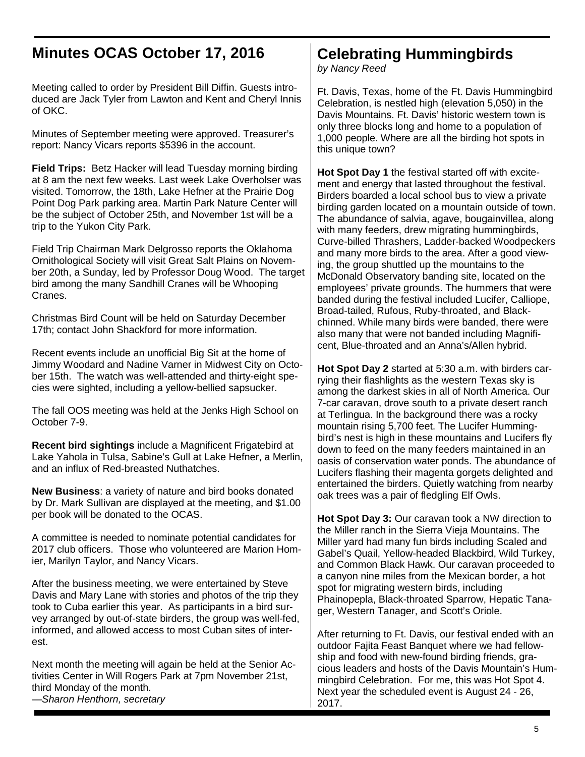## Minutes OCAS October 17, 2016

Meeting called to order by President Bill Diffin. Guests introduced are Jack Tyler from Lawton and Kent and Cheryl Innis of OKC.

Minutes of September meeting were approved. Treasurer's report: Nancy Vicars reports $5396 in the account.

**Field Trips:** Betz Hacker will lead Tuesday morning birding at 8 am the next few weeks. Last week Lake Overholser was visited. Tomorrow, the 18th, Lake Hefner at the Prairie Dog Point Dog Park parking area. Martin Park Nature Center will be the subject of October 25th, and November 1st will be a trip to the Yukon City Park.

Field Trip Chairman Mark Delgrosso reports the Oklahoma Ornithological Society will visit Great Salt Plains on November 20th, a Sunday, led by Professor Doug Wood. The target bird among the many Sandhill Cranes will be Whooping Cranes.

Christmas Bird Count will be held on Saturday December 17th; contact John Shackford for more information.

Recent events include an unofficial Big Sit at the home of Jimmy Woodard and Nadine Varner in Midwest City on October 15th. The watch was well-attended and thirty-eight species were sighted, including a yellow-bellied sapsucker.

The fall OOS meeting was held at the Jenks High School on October 7-9.

**Recent bird sightings** include a Magnificent Frigatebird at Lake Yahola in Tulsa, Sabine's Gull at Lake Hefner, a Merlin, and an influx of Red-breasted Nuthatches.

**New Business**: a variety of nature and bird books donated by Dr. Mark Sullivan are displayed at the meeting, and $1.00 per book will be donated to the OCAS.

A committee is needed to nominate potential candidates for 2017 club officers. Those who volunteered are Marion Homier, Marilyn Taylor, and Nancy Vicars.

After the business meeting, we were entertained by Steve Davis and Mary Lane with stories and photos of the trip they took to Cuba earlier this year. As participants in a bird survey arranged by out-of-state birders, the group was well-fed, informed, and allowed access to most Cuban sites of interest.

Next month the meeting will again be held at the Senior Activities Center in Will Rogers Park at 7pm November 21st, third Monday of the month.
—*Sharon Henthorn, secretary*

## Celebrating Hummingbirds

*by Nancy Reed*

Ft. Davis, Texas, home of the Ft. Davis Hummingbird Celebration, is nestled high (elevation 5,050) in the Davis Mountains. Ft. Davis' historic western town is only three blocks long and home to a population of 1,000 people. Where are all the birding hot spots in this unique town?

**Hot Spot Day 1** the festival started off with excitement and energy that lasted throughout the festival. Birders boarded a local school bus to view a private birding garden located on a mountain outside of town. The abundance of salvia, agave, bougainvillea, along with many feeders, drew migrating hummingbirds, Curve-billed Thrashers, Ladder-backed Woodpeckers and many more birds to the area. After a good viewing, the group shuttled up the mountains to the McDonald Observatory banding site, located on the employees' private grounds. The hummers that were banded during the festival included Lucifer, Calliope, Broad-tailed, Rufous, Ruby-throated, and Black-chinned. While many birds were banded, there were also many that were not banded including Magnificent, Blue-throated and an Anna's/Allen hybrid.

**Hot Spot Day 2** started at 5:30 a.m. with birders carrying their flashlights as the western Texas sky is among the darkest skies in all of North America. Our 7-car caravan, drove south to a private desert ranch at Terlingua. In the background there was a rocky mountain rising 5,700 feet. The Lucifer Hummingbird's nest is high in these mountains and Lucifers fly down to feed on the many feeders maintained in an oasis of conservation water ponds. The abundance of Lucifers flashing their magenta gorgets delighted and entertained the birders. Quietly watching from nearby oak trees was a pair of fledgling Elf Owls.

**Hot Spot Day 3:** Our caravan took a NW direction to the Miller ranch in the Sierra Vieja Mountains. The Miller yard had many fun birds including Scaled and Gabel's Quail, Yellow-headed Blackbird, Wild Turkey, and Common Black Hawk. Our caravan proceeded to a canyon nine miles from the Mexican border, a hot spot for migrating western birds, including Phainopepla, Black-throated Sparrow, Hepatic Tanager, Western Tanager, and Scott's Oriole.

After returning to Ft. Davis, our festival ended with an outdoor Fajita Feast Banquet where we had fellowship and food with new-found birding friends, gracious leaders and hosts of the Davis Mountain's Hummingbird Celebration. For me, this was Hot Spot 4. Next year the scheduled event is August 24 - 26, 2017.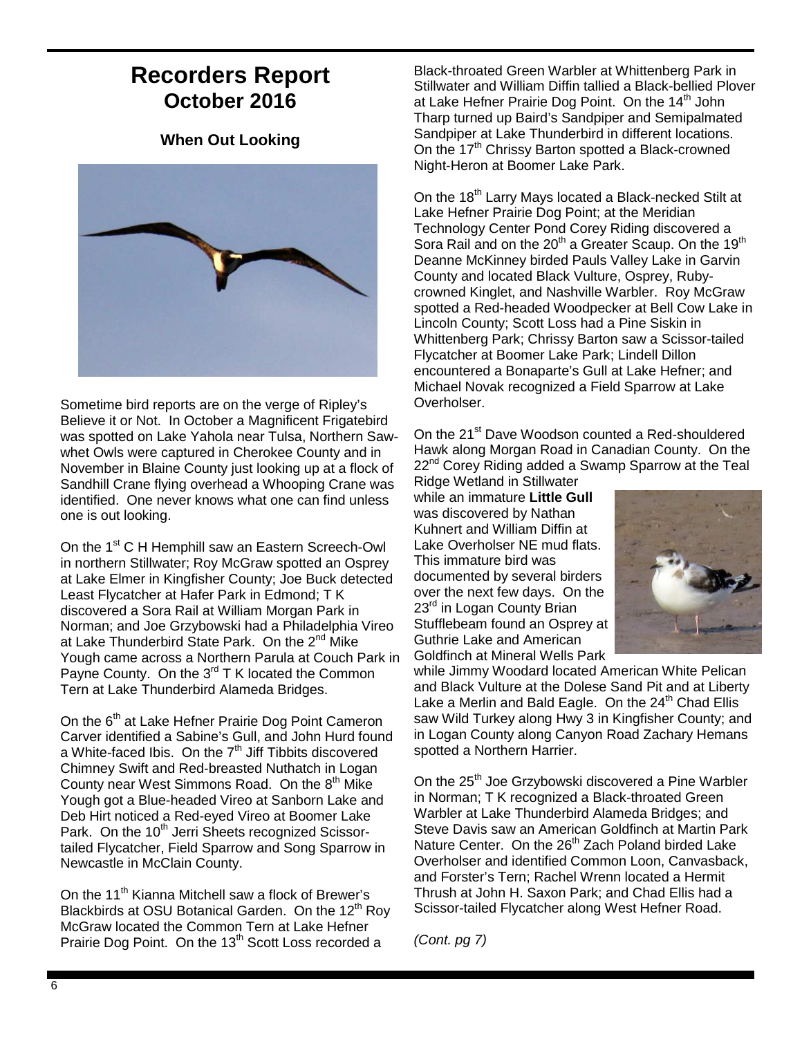# Recorders Report
## October 2016

### When Out Looking

Sometime bird reports are on the verge of Ripley's Believe it or Not. In October a Magnificent Frigatebird was spotted on Lake Yahola near Tulsa, Northern Saw-whet Owls were captured in Cherokee County and in November in Blaine County just looking up at a flock of Sandhill Crane flying overhead a Whooping Crane was identified. One never knows what one can find unless one is out looking.

On the 1st C H Hemphill saw an Eastern Screech-Owl in northern Stillwater; Roy McGraw spotted an Osprey at Lake Elmer in Kingfisher County; Joe Buck detected Least Flycatcher at Hafer Park in Edmond; T K discovered a Sora Rail at William Morgan Park in Norman; and Joe Grzybowski had a Philadelphia Vireo at Lake Thunderbird State Park. On the 2nd Mike Yough came across a Northern Parula at Couch Park in Payne County. On the 3rd T K located the Common Tern at Lake Thunderbird Alameda Bridges.

On the 6th at Lake Hefner Prairie Dog Point Cameron Carver identified a Sabine's Gull, and John Hurd found a White-faced Ibis. On the 7th Jiff Tibbits discovered Chimney Swift and Red-breasted Nuthatch in Logan County near West Simmons Road. On the 8th Mike Yough got a Blue-headed Vireo at Sanborn Lake and Deb Hirt noticed a Red-eyed Vireo at Boomer Lake Park. On the 10th Jerri Sheets recognized Scissor-tailed Flycatcher, Field Sparrow and Song Sparrow in Newcastle in McClain County.

On the 11th Kianna Mitchell saw a flock of Brewer's Blackbirds at OSU Botanical Garden. On the 12th Roy McGraw located the Common Tern at Lake Hefner Prairie Dog Point. On the 13th Scott Loss recorded a Black-throated Green Warbler at Whittenberg Park in Stillwater and William Diffin tallied a Black-bellied Plover at Lake Hefner Prairie Dog Point. On the 14th John Tharp turned up Baird's Sandpiper and Semipalmated Sandpiper at Lake Thunderbird in different locations. On the 17th Chrissy Barton spotted a Black-crowned Night-Heron at Boomer Lake Park.

On the 18th Larry Mays located a Black-necked Stilt at Lake Hefner Prairie Dog Point; at the Meridian Technology Center Pond Corey Riding discovered a Sora Rail and on the 20th a Greater Scaup. On the 19th Deanne McKinney birded Pauls Valley Lake in Garvin County and located Black Vulture, Osprey, Ruby-crowned Kinglet, and Nashville Warbler. Roy McGraw spotted a Red-headed Woodpecker at Bell Cow Lake in Lincoln County; Scott Loss had a Pine Siskin in Whittenberg Park; Chrissy Barton saw a Scissor-tailed Flycatcher at Boomer Lake Park; Lindell Dillon encountered a Bonaparte's Gull at Lake Hefner; and Michael Novak recognized a Field Sparrow at Lake Overholser.

On the 21st Dave Woodson counted a Red-shouldered Hawk along Morgan Road in Canadian County. On the 22nd Corey Riding added a Swamp Sparrow at the Teal Ridge Wetland in Stillwater while an immature **Little Gull** was discovered by Nathan Kuhnert and William Diffin at Lake Overholser NE mud flats. This immature bird was documented by several birders over the next few days. On the 23rd in Logan County Brian Stufflebeam found an Osprey at Guthrie Lake and American Goldfinch at Mineral Wells Park while Jimmy Woodard located American White Pelican and Black Vulture at the Dolese Sand Pit and at Liberty Lake a Merlin and Bald Eagle. On the 24th Chad Ellis saw Wild Turkey along Hwy 3 in Kingfisher County; and in Logan County along Canyon Road Zachary Hemans spotted a Northern Harrier.

On the 25th Joe Grzybowski discovered a Pine Warbler in Norman; T K recognized a Black-throated Green Warbler at Lake Thunderbird Alameda Bridges; and Steve Davis saw an American Goldfinch at Martin Park Nature Center. On the 26th Zach Poland birded Lake Overholser and identified Common Loon, Canvasback, and Forster's Tern; Rachel Wrenn located a Hermit Thrush at John H. Saxon Park; and Chad Ellis had a Scissor-tailed Flycatcher along West Hefner Road.

*(Cont. pg 7)*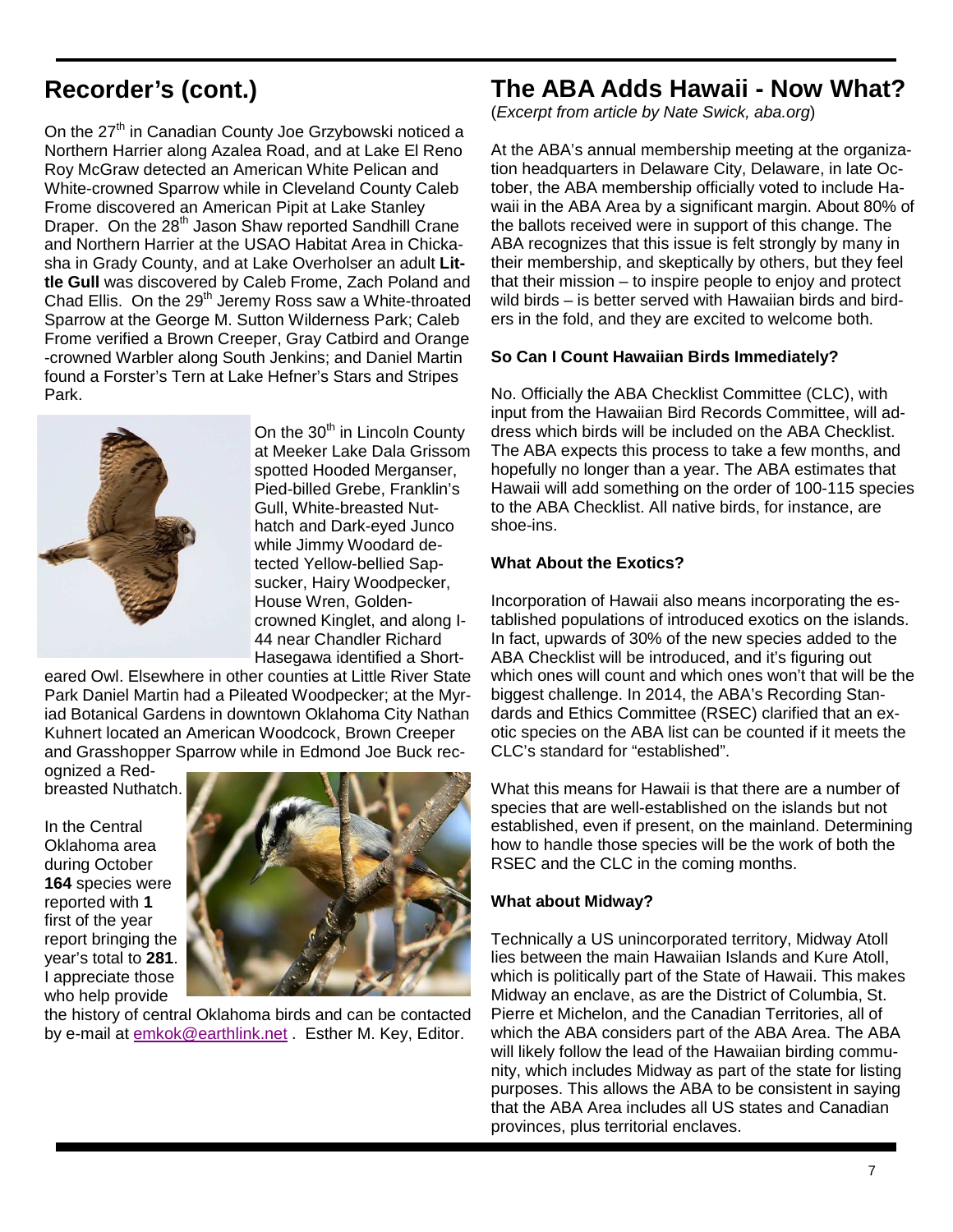## Recorder's (cont.)

On the 27th in Canadian County Joe Grzybowski noticed a Northern Harrier along Azalea Road, and at Lake El Reno Roy McGraw detected an American White Pelican and White-crowned Sparrow while in Cleveland County Caleb Frome discovered an American Pipit at Lake Stanley Draper. On the 28th Jason Shaw reported Sandhill Crane and Northern Harrier at the USAO Habitat Area in Chickasha in Grady County, and at Lake Overholser an adult **Little Gull** was discovered by Caleb Frome, Zach Poland and Chad Ellis. On the 29th Jeremy Ross saw a White-throated Sparrow at the George M. Sutton Wilderness Park; Caleb Frome verified a Brown Creeper, Gray Catbird and Orange-crowned Warbler along South Jenkins; and Daniel Martin found a Forster's Tern at Lake Hefner's Stars and Stripes Park.

On the 30th in Lincoln County at Meeker Lake Dala Grissom spotted Hooded Merganser, Pied-billed Grebe, Franklin's Gull, White-breasted Nuthatch and Dark-eyed Junco while Jimmy Woodard detected Yellow-bellied Sapsucker, Hairy Woodpecker, House Wren, Golden-crowned Kinglet, and along I-44 near Chandler Richard Hasegawa identified a Short-eared Owl. Elsewhere in other counties at Little River State Park Daniel Martin had a Pileated Woodpecker; at the Myriad Botanical Gardens in downtown Oklahoma City Nathan Kuhnert located an American Woodcock, Brown Creeper and Grasshopper Sparrow while in Edmond Joe Buck recognized a Red-breasted Nuthatch.

In the Central Oklahoma area during October **164** species were reported with **1** first of the year report bringing the year's total to **281**. I appreciate those who help provide the history of central Oklahoma birds and can be contacted by e-mail at emkok@earthlink.net . Esther M. Key, Editor.

## The ABA Adds Hawaii - Now What?

(*Excerpt from article by Nate Swick, aba.org*)

At the ABA's annual membership meeting at the organization headquarters in Delaware City, Delaware, in late October, the ABA membership officially voted to include Hawaii in the ABA Area by a significant margin. About 80% of the ballots received were in support of this change. The ABA recognizes that this issue is felt strongly by many in their membership, and skeptically by others, but they feel that their mission – to inspire people to enjoy and protect wild birds – is better served with Hawaiian birds and birders in the fold, and they are excited to welcome both.

**So Can I Count Hawaiian Birds Immediately?**

No. Officially the ABA Checklist Committee (CLC), with input from the Hawaiian Bird Records Committee, will address which birds will be included on the ABA Checklist. The ABA expects this process to take a few months, and hopefully no longer than a year. The ABA estimates that Hawaii will add something on the order of 100-115 species to the ABA Checklist. All native birds, for instance, are shoe-ins.

**What About the Exotics?**

Incorporation of Hawaii also means incorporating the established populations of introduced exotics on the islands. In fact, upwards of 30% of the new species added to the ABA Checklist will be introduced, and it's figuring out which ones will count and which ones won't that will be the biggest challenge. In 2014, the ABA's Recording Standards and Ethics Committee (RSEC) clarified that an exotic species on the ABA list can be counted if it meets the CLC's standard for "established".

What this means for Hawaii is that there are a number of species that are well-established on the islands but not established, even if present, on the mainland. Determining how to handle those species will be the work of both the RSEC and the CLC in the coming months.

**What about Midway?**

Technically a US unincorporated territory, Midway Atoll lies between the main Hawaiian Islands and Kure Atoll, which is politically part of the State of Hawaii. This makes Midway an enclave, as are the District of Columbia, St. Pierre et Michelon, and the Canadian Territories, all of which the ABA considers part of the ABA Area. The ABA will likely follow the lead of the Hawaiian birding community, which includes Midway as part of the state for listing purposes. This allows the ABA to be consistent in saying that the ABA Area includes all US states and Canadian provinces, plus territorial enclaves.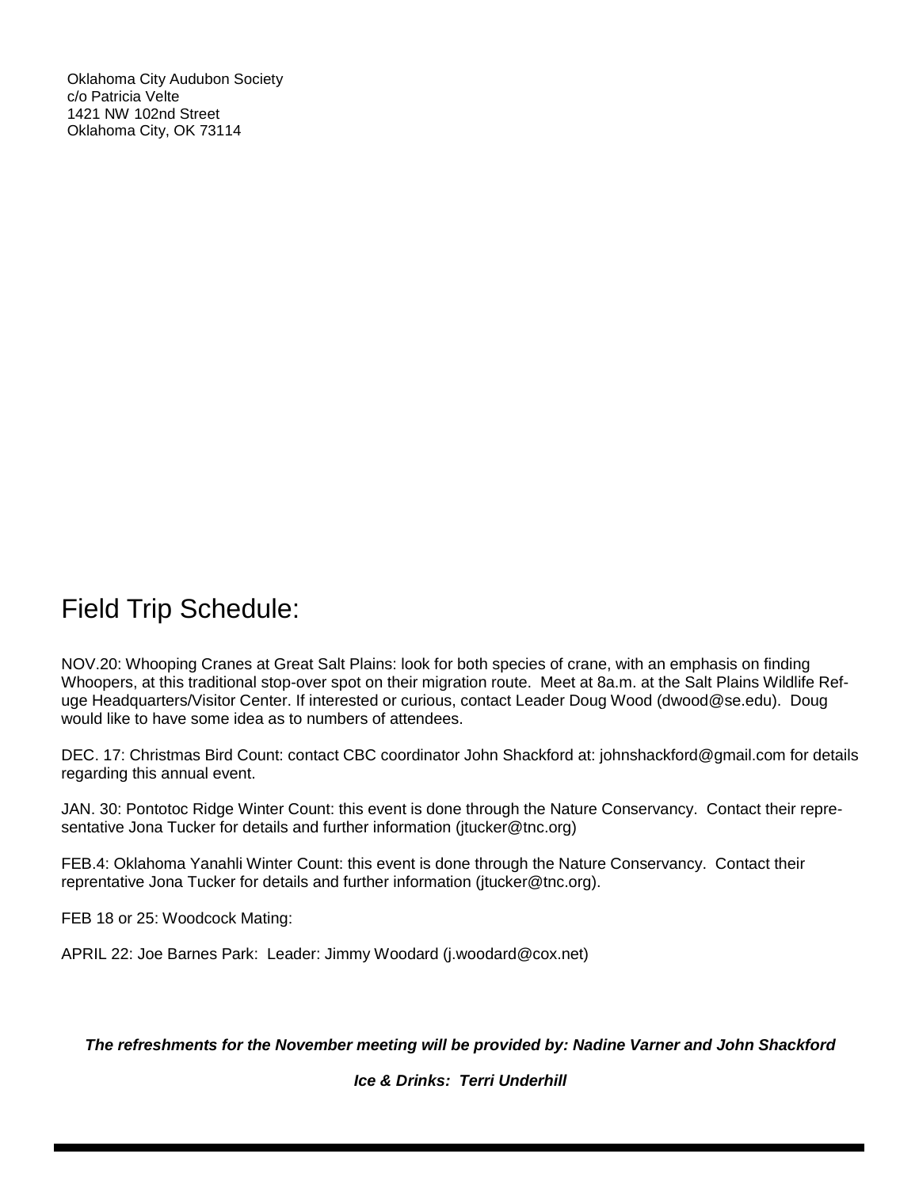Oklahoma City Audubon Society
c/o Patricia Velte
1421 NW 102nd Street
Oklahoma City, OK 73114

# Field Trip Schedule:

NOV.20: Whooping Cranes at Great Salt Plains: look for both species of crane, with an emphasis on finding Whoopers, at this traditional stop-over spot on their migration route. Meet at 8a.m. at the Salt Plains Wildlife Refuge Headquarters/Visitor Center. If interested or curious, contact Leader Doug Wood (dwood@se.edu). Doug would like to have some idea as to numbers of attendees.

DEC. 17: Christmas Bird Count: contact CBC coordinator John Shackford at: johnshackford@gmail.com for details regarding this annual event.

JAN. 30: Pontotoc Ridge Winter Count: this event is done through the Nature Conservancy. Contact their representative Jona Tucker for details and further information (jtucker@tnc.org)

FEB.4: Oklahoma Yanahli Winter Count: this event is done through the Nature Conservancy. Contact their reprentative Jona Tucker for details and further information (jtucker@tnc.org).

FEB 18 or 25: Woodcock Mating:

APRIL 22: Joe Barnes Park: Leader: Jimmy Woodard (j.woodard@cox.net)

***The refreshments for the November meeting will be provided by: Nadine Varner and John Shackford***

***Ice & Drinks: Terri Underhill***